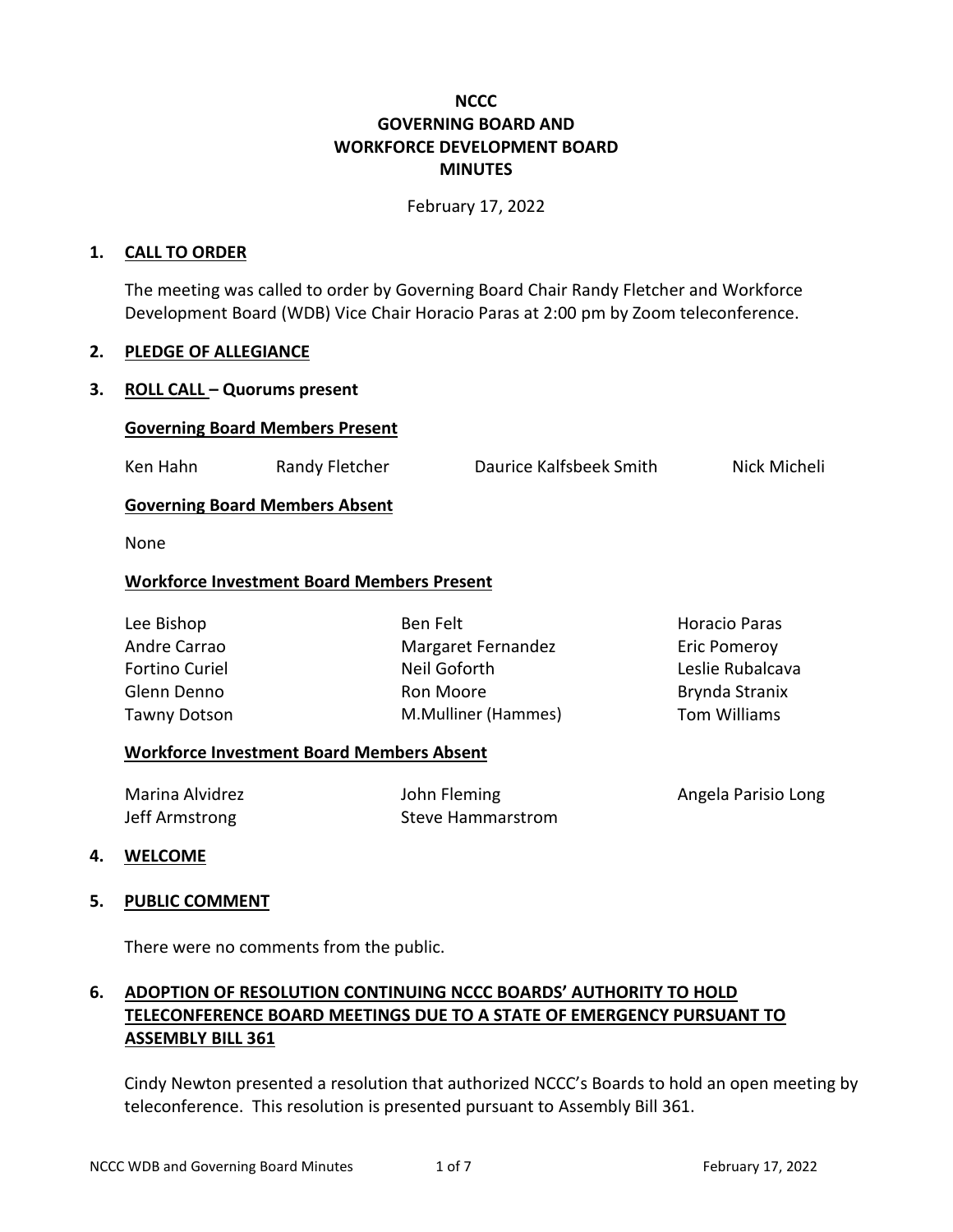# NCCC
# GOVERNING BOARD AND
# WORKFORCE DEVELOPMENT BOARD
# MINUTES

February 17, 2022

## 1. CALL TO ORDER

The meeting was called to order by Governing Board Chair Randy Fletcher and Workforce Development Board (WDB) Vice Chair Horacio Paras at 2:00 pm by Zoom teleconference.

## 2. PLEDGE OF ALLEGIANCE

## 3. ROLL CALL – Quorums present

**Governing Board Members Present**

| | | | |
|---|---|---|---|
| Ken Hahn | Randy Fletcher | Daurice Kalfsbeek Smith | Nick Micheli |

**Governing Board Members Absent**

None

**Workforce Investment Board Members Present**

| | | |
|---|---|---|
| Lee Bishop | Ben Felt | Horacio Paras |
| Andre Carrao | Margaret Fernandez | Eric Pomeroy |
| Fortino Curiel | Neil Goforth | Leslie Rubalcava |
| Glenn Denno | Ron Moore | Brynda Stranix |
| Tawny Dotson | M.Mulliner (Hammes) | Tom Williams |

**Workforce Investment Board Members Absent**

| | | |
|---|---|---|
| Marina Alvidrez | John Fleming | Angela Parisio Long |
| Jeff Armstrong | Steve Hammarstrom | |

## 4. WELCOME

## 5. PUBLIC COMMENT

There were no comments from the public.

## 6. ADOPTION OF RESOLUTION CONTINUING NCCC BOARDS' AUTHORITY TO HOLD TELECONFERENCE BOARD MEETINGS DUE TO A STATE OF EMERGENCY PURSUANT TO ASSEMBLY BILL 361

Cindy Newton presented a resolution that authorized NCCC's Boards to hold an open meeting by teleconference. This resolution is presented pursuant to Assembly Bill 361.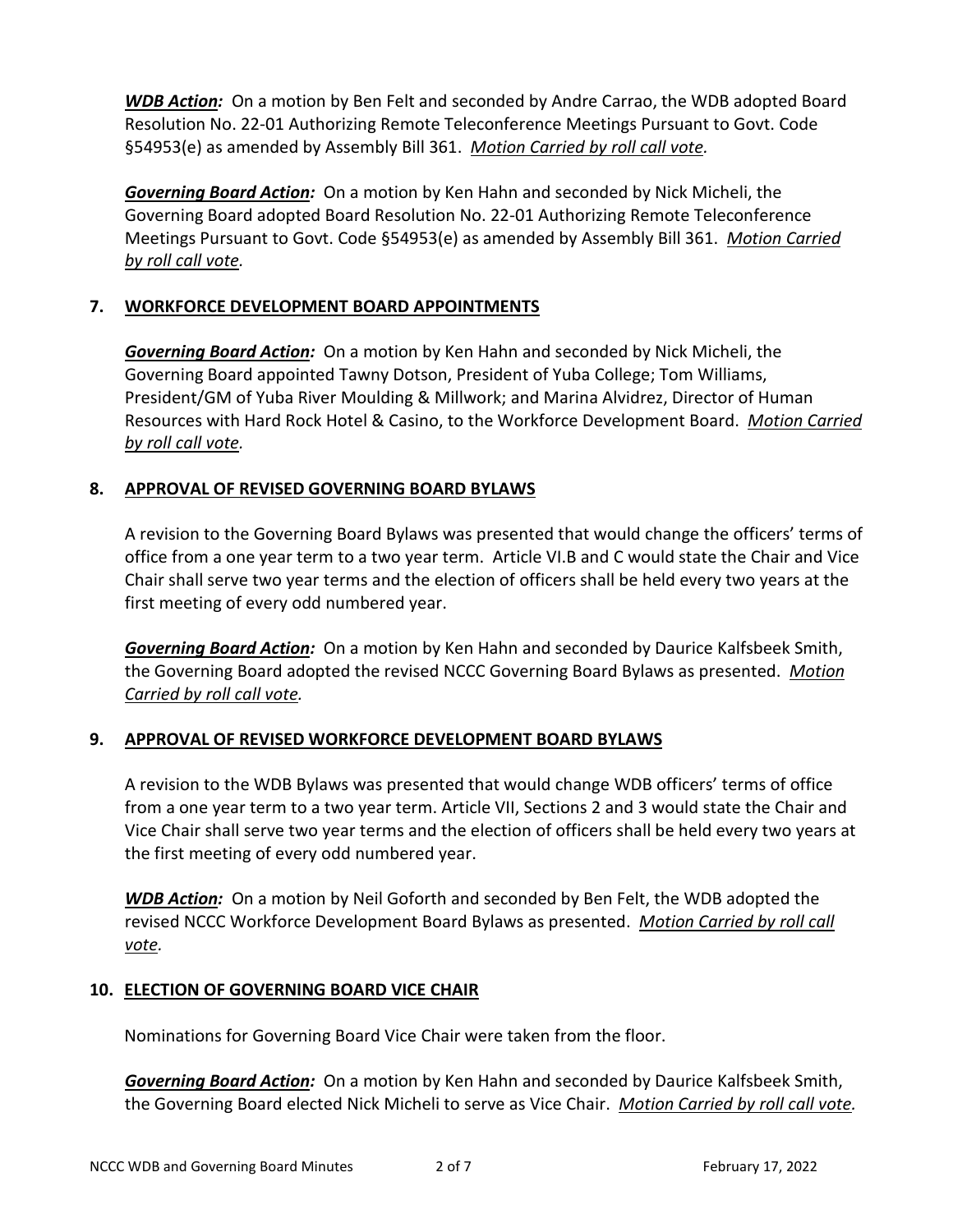***WDB Action:*** On a motion by Ben Felt and seconded by Andre Carrao, the WDB adopted Board Resolution No. 22-01 Authorizing Remote Teleconference Meetings Pursuant to Govt. Code §54953(e) as amended by Assembly Bill 361. *Motion Carried by roll call vote.*

***Governing Board Action:*** On a motion by Ken Hahn and seconded by Nick Micheli, the Governing Board adopted Board Resolution No. 22-01 Authorizing Remote Teleconference Meetings Pursuant to Govt. Code §54953(e) as amended by Assembly Bill 361. *Motion Carried by roll call vote.*

## 7. WORKFORCE DEVELOPMENT BOARD APPOINTMENTS

***Governing Board Action:*** On a motion by Ken Hahn and seconded by Nick Micheli, the Governing Board appointed Tawny Dotson, President of Yuba College; Tom Williams, President/GM of Yuba River Moulding & Millwork; and Marina Alvidrez, Director of Human Resources with Hard Rock Hotel & Casino, to the Workforce Development Board. *Motion Carried by roll call vote.*

## 8. APPROVAL OF REVISED GOVERNING BOARD BYLAWS

A revision to the Governing Board Bylaws was presented that would change the officers' terms of office from a one year term to a two year term. Article VI.B and C would state the Chair and Vice Chair shall serve two year terms and the election of officers shall be held every two years at the first meeting of every odd numbered year.

***Governing Board Action:*** On a motion by Ken Hahn and seconded by Daurice Kalfsbeek Smith, the Governing Board adopted the revised NCCC Governing Board Bylaws as presented. *Motion Carried by roll call vote.*

## 9. APPROVAL OF REVISED WORKFORCE DEVELOPMENT BOARD BYLAWS

A revision to the WDB Bylaws was presented that would change WDB officers' terms of office from a one year term to a two year term. Article VII, Sections 2 and 3 would state the Chair and Vice Chair shall serve two year terms and the election of officers shall be held every two years at the first meeting of every odd numbered year.

***WDB Action:*** On a motion by Neil Goforth and seconded by Ben Felt, the WDB adopted the revised NCCC Workforce Development Board Bylaws as presented. *Motion Carried by roll call vote.*

## 10. ELECTION OF GOVERNING BOARD VICE CHAIR

Nominations for Governing Board Vice Chair were taken from the floor.

***Governing Board Action:*** On a motion by Ken Hahn and seconded by Daurice Kalfsbeek Smith, the Governing Board elected Nick Micheli to serve as Vice Chair. *Motion Carried by roll call vote.*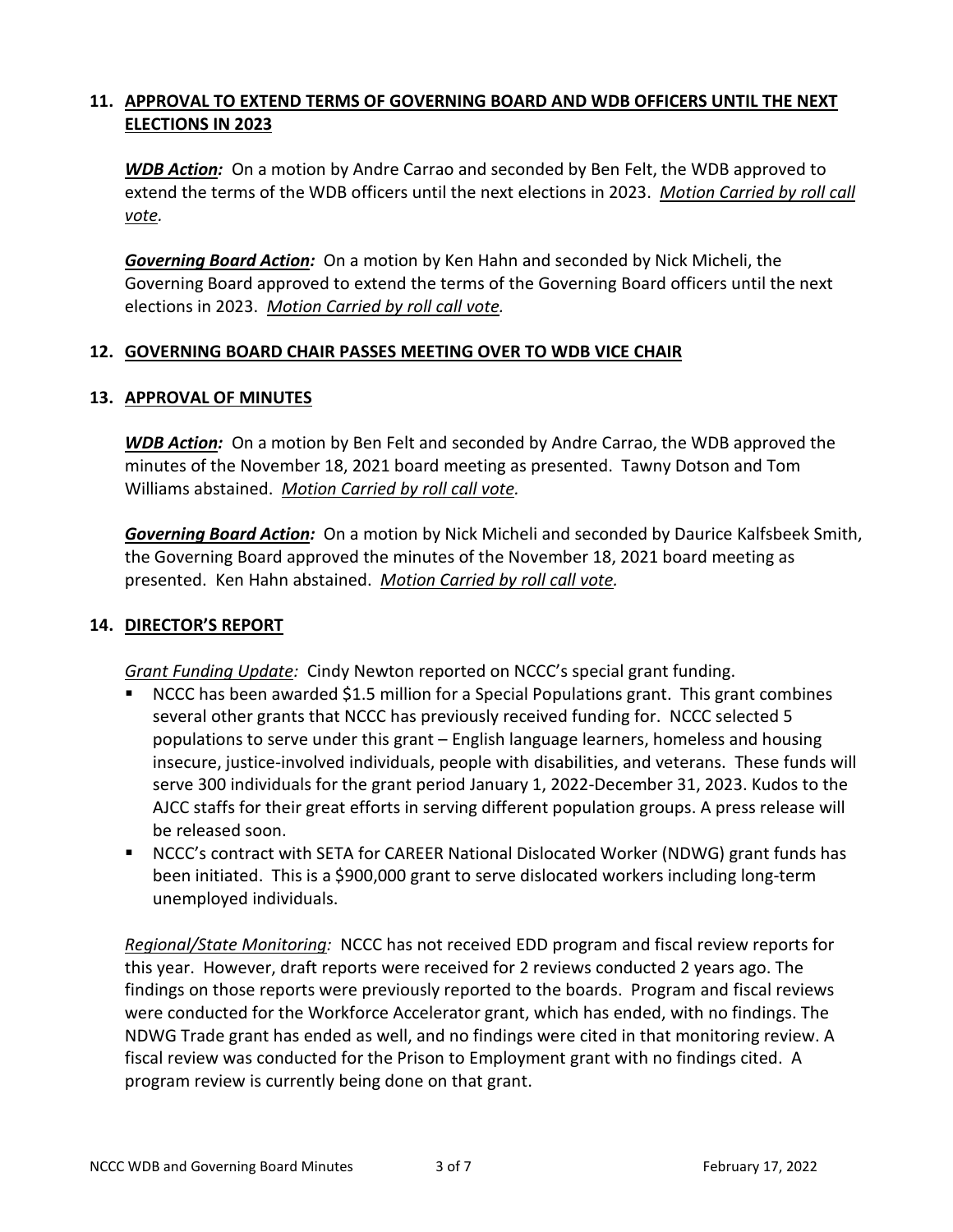## 11. APPROVAL TO EXTEND TERMS OF GOVERNING BOARD AND WDB OFFICERS UNTIL THE NEXT ELECTIONS IN 2023

***WDB Action:*** On a motion by Andre Carrao and seconded by Ben Felt, the WDB approved to extend the terms of the WDB officers until the next elections in 2023. *Motion Carried by roll call vote.*

***Governing Board Action:*** On a motion by Ken Hahn and seconded by Nick Micheli, the Governing Board approved to extend the terms of the Governing Board officers until the next elections in 2023. *Motion Carried by roll call vote.*

## 12. GOVERNING BOARD CHAIR PASSES MEETING OVER TO WDB VICE CHAIR

## 13. APPROVAL OF MINUTES

***WDB Action:*** On a motion by Ben Felt and seconded by Andre Carrao, the WDB approved the minutes of the November 18, 2021 board meeting as presented. Tawny Dotson and Tom Williams abstained. *Motion Carried by roll call vote.*

***Governing Board Action:*** On a motion by Nick Micheli and seconded by Daurice Kalfsbeek Smith, the Governing Board approved the minutes of the November 18, 2021 board meeting as presented. Ken Hahn abstained. *Motion Carried by roll call vote.*

## 14. DIRECTOR'S REPORT

*Grant Funding Update:* Cindy Newton reported on NCCC's special grant funding.

- NCCC has been awarded $1.5 million for a Special Populations grant. This grant combines several other grants that NCCC has previously received funding for. NCCC selected 5 populations to serve under this grant – English language learners, homeless and housing insecure, justice-involved individuals, people with disabilities, and veterans. These funds will serve 300 individuals for the grant period January 1, 2022-December 31, 2023. Kudos to the AJCC staffs for their great efforts in serving different population groups. A press release will be released soon.
- NCCC's contract with SETA for CAREER National Dislocated Worker (NDWG) grant funds has been initiated. This is a $900,000 grant to serve dislocated workers including long-term unemployed individuals.

*Regional/State Monitoring:* NCCC has not received EDD program and fiscal review reports for this year. However, draft reports were received for 2 reviews conducted 2 years ago. The findings on those reports were previously reported to the boards. Program and fiscal reviews were conducted for the Workforce Accelerator grant, which has ended, with no findings. The NDWG Trade grant has ended as well, and no findings were cited in that monitoring review. A fiscal review was conducted for the Prison to Employment grant with no findings cited. A program review is currently being done on that grant.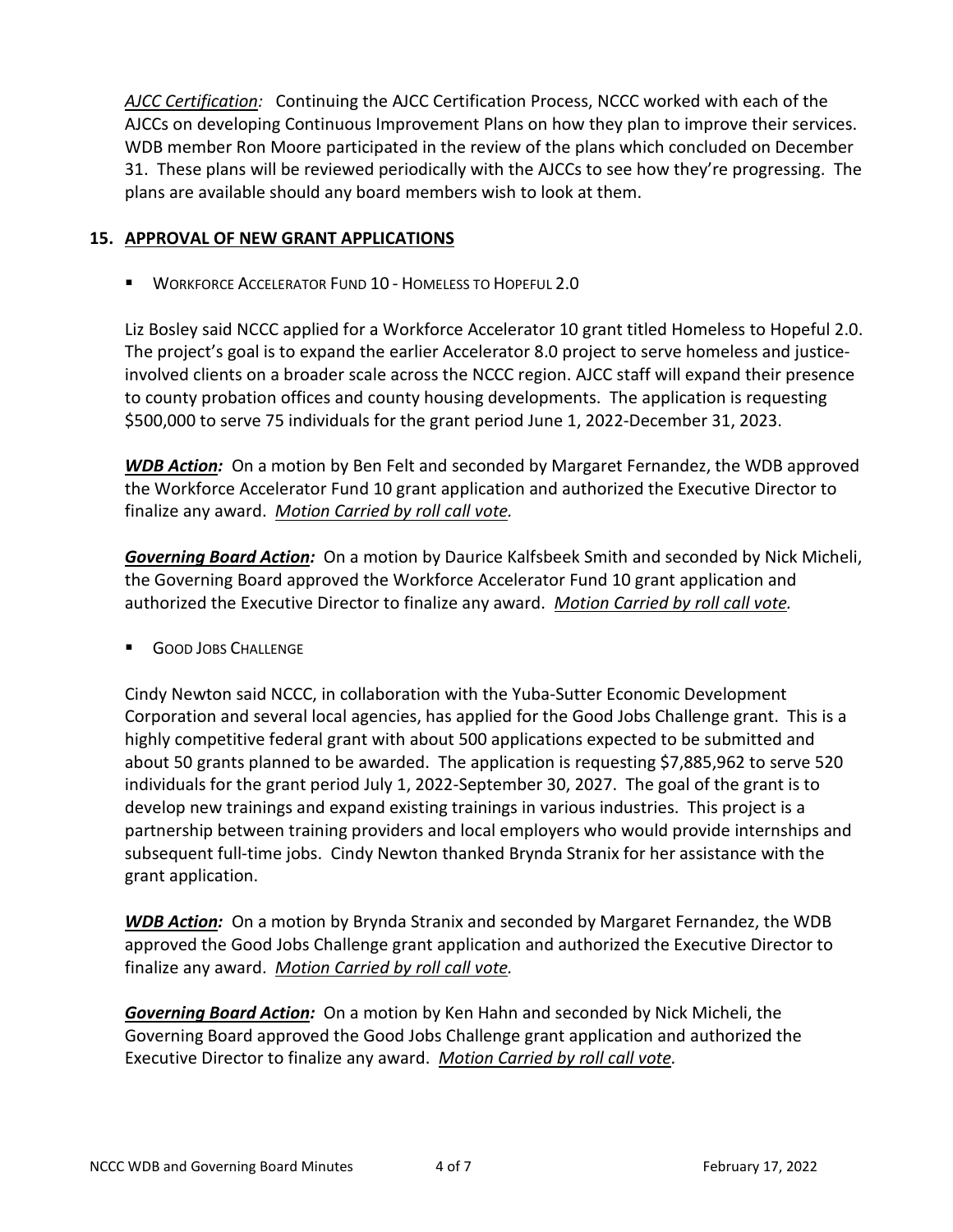*AJCC Certification:* Continuing the AJCC Certification Process, NCCC worked with each of the AJCCs on developing Continuous Improvement Plans on how they plan to improve their services. WDB member Ron Moore participated in the review of the plans which concluded on December 31. These plans will be reviewed periodically with the AJCCs to see how they're progressing. The plans are available should any board members wish to look at them.

## 15. APPROVAL OF NEW GRANT APPLICATIONS

- WORKFORCE ACCELERATOR FUND 10 - HOMELESS TO HOPEFUL 2.0

Liz Bosley said NCCC applied for a Workforce Accelerator 10 grant titled Homeless to Hopeful 2.0. The project's goal is to expand the earlier Accelerator 8.0 project to serve homeless and justice-involved clients on a broader scale across the NCCC region. AJCC staff will expand their presence to county probation offices and county housing developments. The application is requesting $500,000 to serve 75 individuals for the grant period June 1, 2022-December 31, 2023.

***WDB Action:*** On a motion by Ben Felt and seconded by Margaret Fernandez, the WDB approved the Workforce Accelerator Fund 10 grant application and authorized the Executive Director to finalize any award. *Motion Carried by roll call vote.*

***Governing Board Action:*** On a motion by Daurice Kalfsbeek Smith and seconded by Nick Micheli, the Governing Board approved the Workforce Accelerator Fund 10 grant application and authorized the Executive Director to finalize any award. *Motion Carried by roll call vote.*

- GOOD JOBS CHALLENGE

Cindy Newton said NCCC, in collaboration with the Yuba-Sutter Economic Development Corporation and several local agencies, has applied for the Good Jobs Challenge grant. This is a highly competitive federal grant with about 500 applications expected to be submitted and about 50 grants planned to be awarded. The application is requesting $7,885,962 to serve 520 individuals for the grant period July 1, 2022-September 30, 2027. The goal of the grant is to develop new trainings and expand existing trainings in various industries. This project is a partnership between training providers and local employers who would provide internships and subsequent full-time jobs. Cindy Newton thanked Brynda Stranix for her assistance with the grant application.

***WDB Action:*** On a motion by Brynda Stranix and seconded by Margaret Fernandez, the WDB approved the Good Jobs Challenge grant application and authorized the Executive Director to finalize any award. *Motion Carried by roll call vote.*

***Governing Board Action:*** On a motion by Ken Hahn and seconded by Nick Micheli, the Governing Board approved the Good Jobs Challenge grant application and authorized the Executive Director to finalize any award. *Motion Carried by roll call vote.*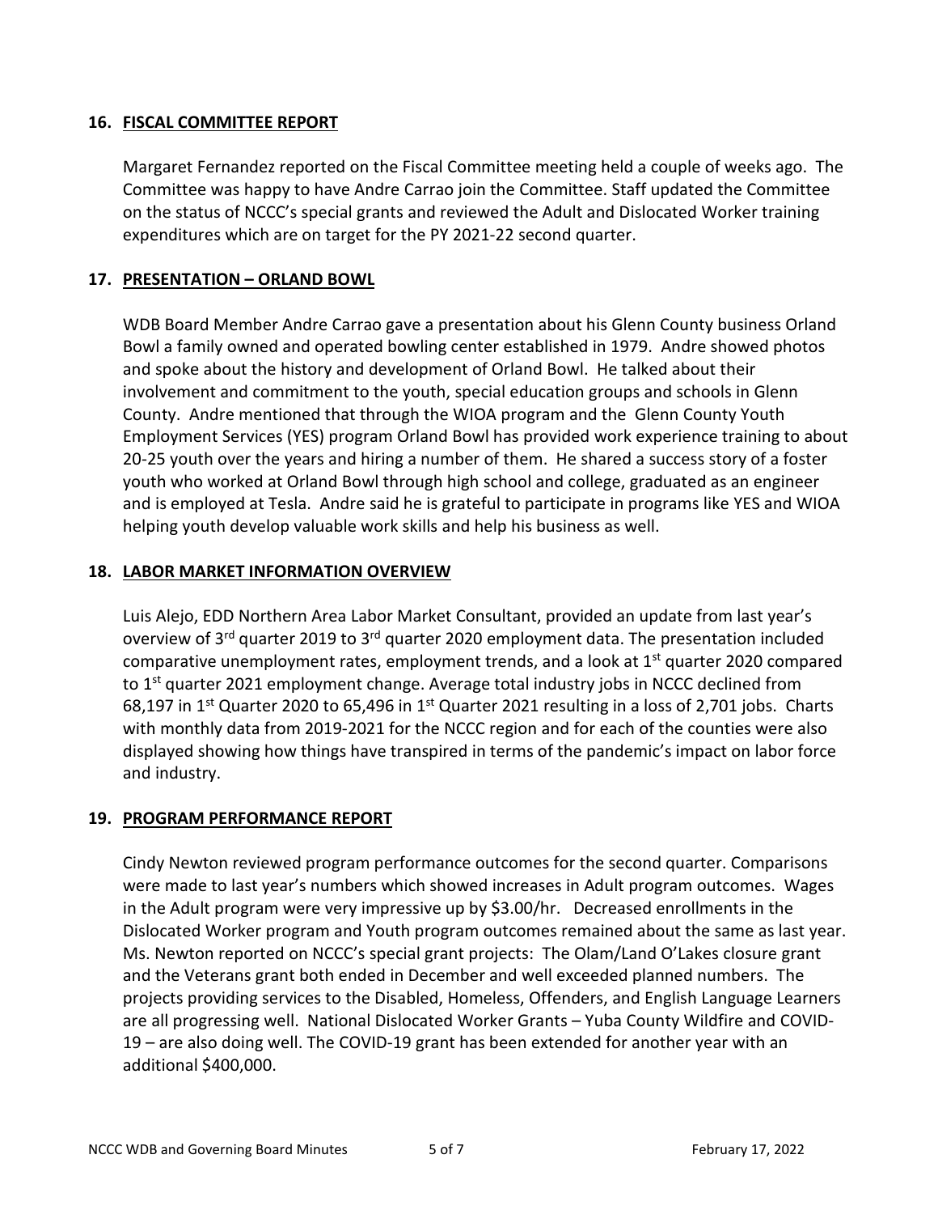## 16. FISCAL COMMITTEE REPORT

Margaret Fernandez reported on the Fiscal Committee meeting held a couple of weeks ago. The Committee was happy to have Andre Carrao join the Committee. Staff updated the Committee on the status of NCCC's special grants and reviewed the Adult and Dislocated Worker training expenditures which are on target for the PY 2021-22 second quarter.

## 17. PRESENTATION – ORLAND BOWL

WDB Board Member Andre Carrao gave a presentation about his Glenn County business Orland Bowl a family owned and operated bowling center established in 1979. Andre showed photos and spoke about the history and development of Orland Bowl. He talked about their involvement and commitment to the youth, special education groups and schools in Glenn County. Andre mentioned that through the WIOA program and the Glenn County Youth Employment Services (YES) program Orland Bowl has provided work experience training to about 20-25 youth over the years and hiring a number of them. He shared a success story of a foster youth who worked at Orland Bowl through high school and college, graduated as an engineer and is employed at Tesla. Andre said he is grateful to participate in programs like YES and WIOA helping youth develop valuable work skills and help his business as well.

## 18. LABOR MARKET INFORMATION OVERVIEW

Luis Alejo, EDD Northern Area Labor Market Consultant, provided an update from last year's overview of 3rd quarter 2019 to 3rd quarter 2020 employment data. The presentation included comparative unemployment rates, employment trends, and a look at 1st quarter 2020 compared to 1st quarter 2021 employment change. Average total industry jobs in NCCC declined from 68,197 in 1st Quarter 2020 to 65,496 in 1st Quarter 2021 resulting in a loss of 2,701 jobs. Charts with monthly data from 2019-2021 for the NCCC region and for each of the counties were also displayed showing how things have transpired in terms of the pandemic's impact on labor force and industry.

## 19. PROGRAM PERFORMANCE REPORT

Cindy Newton reviewed program performance outcomes for the second quarter. Comparisons were made to last year's numbers which showed increases in Adult program outcomes. Wages in the Adult program were very impressive up by $3.00/hr. Decreased enrollments in the Dislocated Worker program and Youth program outcomes remained about the same as last year. Ms. Newton reported on NCCC's special grant projects: The Olam/Land O'Lakes closure grant and the Veterans grant both ended in December and well exceeded planned numbers. The projects providing services to the Disabled, Homeless, Offenders, and English Language Learners are all progressing well. National Dislocated Worker Grants – Yuba County Wildfire and COVID-19 – are also doing well. The COVID-19 grant has been extended for another year with an additional $400,000.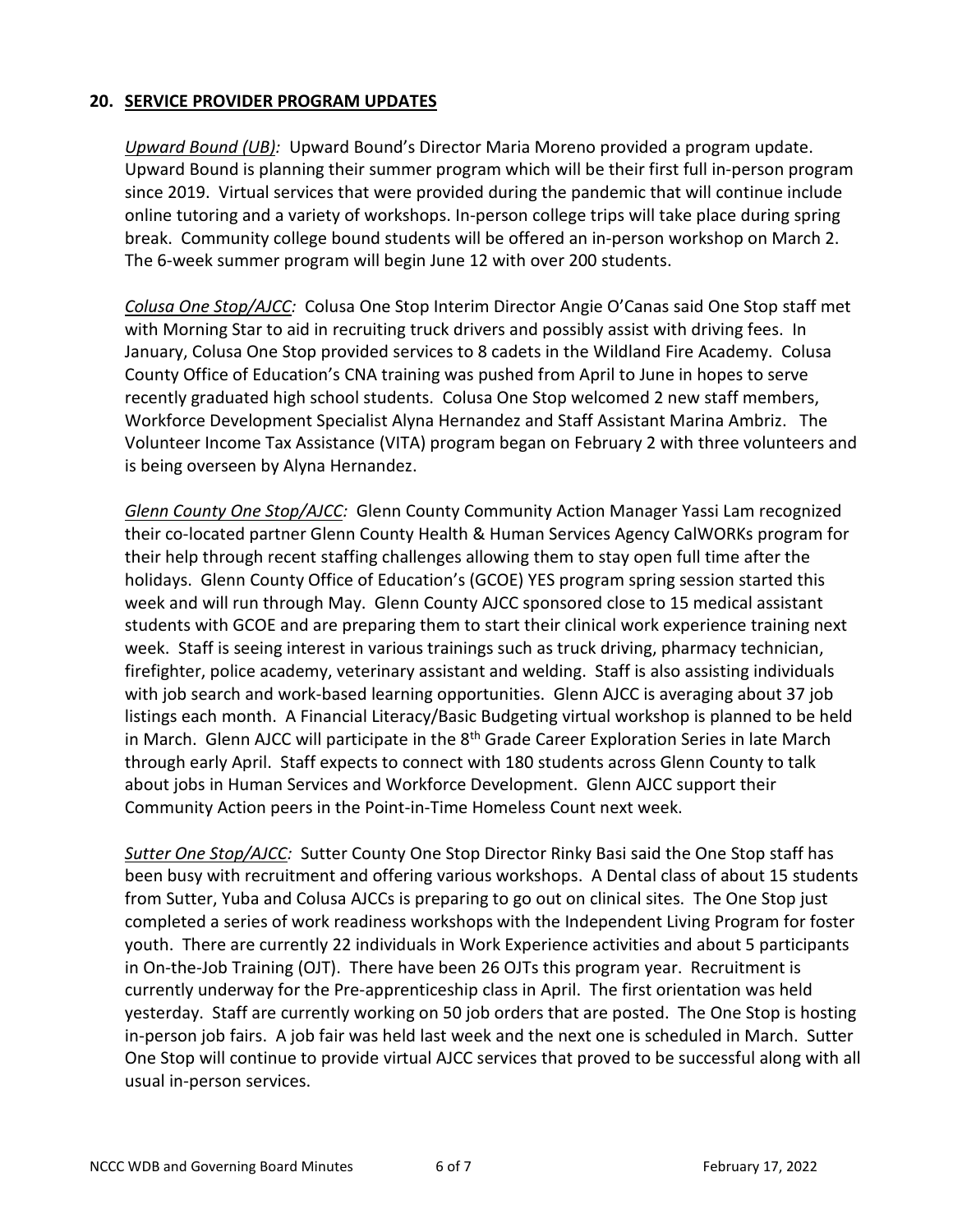## 20. **SERVICE PROVIDER PROGRAM UPDATES**

*Upward Bound (UB):* Upward Bound's Director Maria Moreno provided a program update. Upward Bound is planning their summer program which will be their first full in-person program since 2019. Virtual services that were provided during the pandemic that will continue include online tutoring and a variety of workshops. In-person college trips will take place during spring break. Community college bound students will be offered an in-person workshop on March 2. The 6-week summer program will begin June 12 with over 200 students.

*Colusa One Stop/AJCC:* Colusa One Stop Interim Director Angie O'Canas said One Stop staff met with Morning Star to aid in recruiting truck drivers and possibly assist with driving fees. In January, Colusa One Stop provided services to 8 cadets in the Wildland Fire Academy. Colusa County Office of Education's CNA training was pushed from April to June in hopes to serve recently graduated high school students. Colusa One Stop welcomed 2 new staff members, Workforce Development Specialist Alyna Hernandez and Staff Assistant Marina Ambriz. The Volunteer Income Tax Assistance (VITA) program began on February 2 with three volunteers and is being overseen by Alyna Hernandez.

*Glenn County One Stop/AJCC:* Glenn County Community Action Manager Yassi Lam recognized their co-located partner Glenn County Health & Human Services Agency CalWORKs program for their help through recent staffing challenges allowing them to stay open full time after the holidays. Glenn County Office of Education's (GCOE) YES program spring session started this week and will run through May. Glenn County AJCC sponsored close to 15 medical assistant students with GCOE and are preparing them to start their clinical work experience training next week. Staff is seeing interest in various trainings such as truck driving, pharmacy technician, firefighter, police academy, veterinary assistant and welding. Staff is also assisting individuals with job search and work-based learning opportunities. Glenn AJCC is averaging about 37 job listings each month. A Financial Literacy/Basic Budgeting virtual workshop is planned to be held in March. Glenn AJCC will participate in the 8th Grade Career Exploration Series in late March through early April. Staff expects to connect with 180 students across Glenn County to talk about jobs in Human Services and Workforce Development. Glenn AJCC support their Community Action peers in the Point-in-Time Homeless Count next week.

*Sutter One Stop/AJCC:* Sutter County One Stop Director Rinky Basi said the One Stop staff has been busy with recruitment and offering various workshops. A Dental class of about 15 students from Sutter, Yuba and Colusa AJCCs is preparing to go out on clinical sites. The One Stop just completed a series of work readiness workshops with the Independent Living Program for foster youth. There are currently 22 individuals in Work Experience activities and about 5 participants in On-the-Job Training (OJT). There have been 26 OJTs this program year. Recruitment is currently underway for the Pre-apprenticeship class in April. The first orientation was held yesterday. Staff are currently working on 50 job orders that are posted. The One Stop is hosting in-person job fairs. A job fair was held last week and the next one is scheduled in March. Sutter One Stop will continue to provide virtual AJCC services that proved to be successful along with all usual in-person services.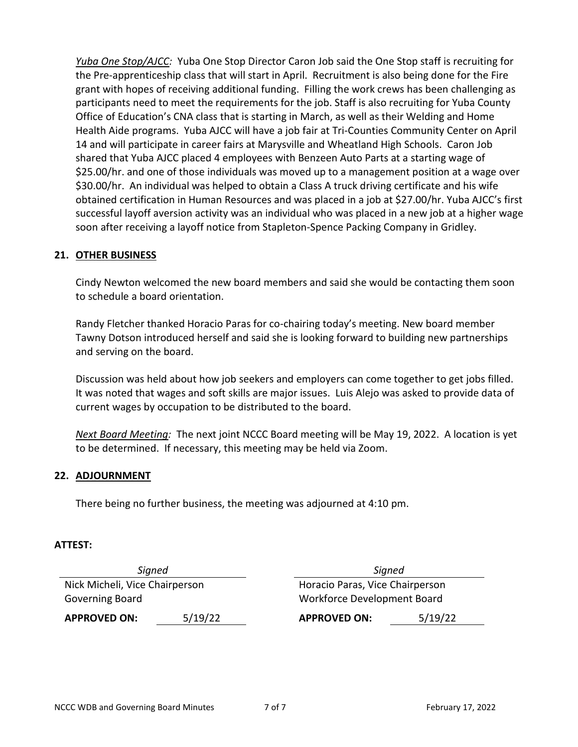*Yuba One Stop/AJCC:* Yuba One Stop Director Caron Job said the One Stop staff is recruiting for the Pre-apprenticeship class that will start in April. Recruitment is also being done for the Fire grant with hopes of receiving additional funding. Filling the work crews has been challenging as participants need to meet the requirements for the job. Staff is also recruiting for Yuba County Office of Education's CNA class that is starting in March, as well as their Welding and Home Health Aide programs. Yuba AJCC will have a job fair at Tri-Counties Community Center on April 14 and will participate in career fairs at Marysville and Wheatland High Schools. Caron Job shared that Yuba AJCC placed 4 employees with Benzeen Auto Parts at a starting wage of $25.00/hr. and one of those individuals was moved up to a management position at a wage over $30.00/hr. An individual was helped to obtain a Class A truck driving certificate and his wife obtained certification in Human Resources and was placed in a job at $27.00/hr. Yuba AJCC's first successful layoff aversion activity was an individual who was placed in a new job at a higher wage soon after receiving a layoff notice from Stapleton-Spence Packing Company in Gridley.

## 21. OTHER BUSINESS

Cindy Newton welcomed the new board members and said she would be contacting them soon to schedule a board orientation.

Randy Fletcher thanked Horacio Paras for co-chairing today's meeting. New board member Tawny Dotson introduced herself and said she is looking forward to building new partnerships and serving on the board.

Discussion was held about how job seekers and employers can come together to get jobs filled. It was noted that wages and soft skills are major issues. Luis Alejo was asked to provide data of current wages by occupation to be distributed to the board.

*Next Board Meeting:* The next joint NCCC Board meeting will be May 19, 2022. A location is yet to be determined. If necessary, this meeting may be held via Zoom.

## 22. ADJOURNMENT

There being no further business, the meeting was adjourned at 4:10 pm.

**ATTEST:**

*Signed*
Nick Micheli, Vice Chairperson
Governing Board
**APPROVED ON:** 5/19/22

*Signed*
Horacio Paras, Vice Chairperson
Workforce Development Board
**APPROVED ON:** 5/19/22